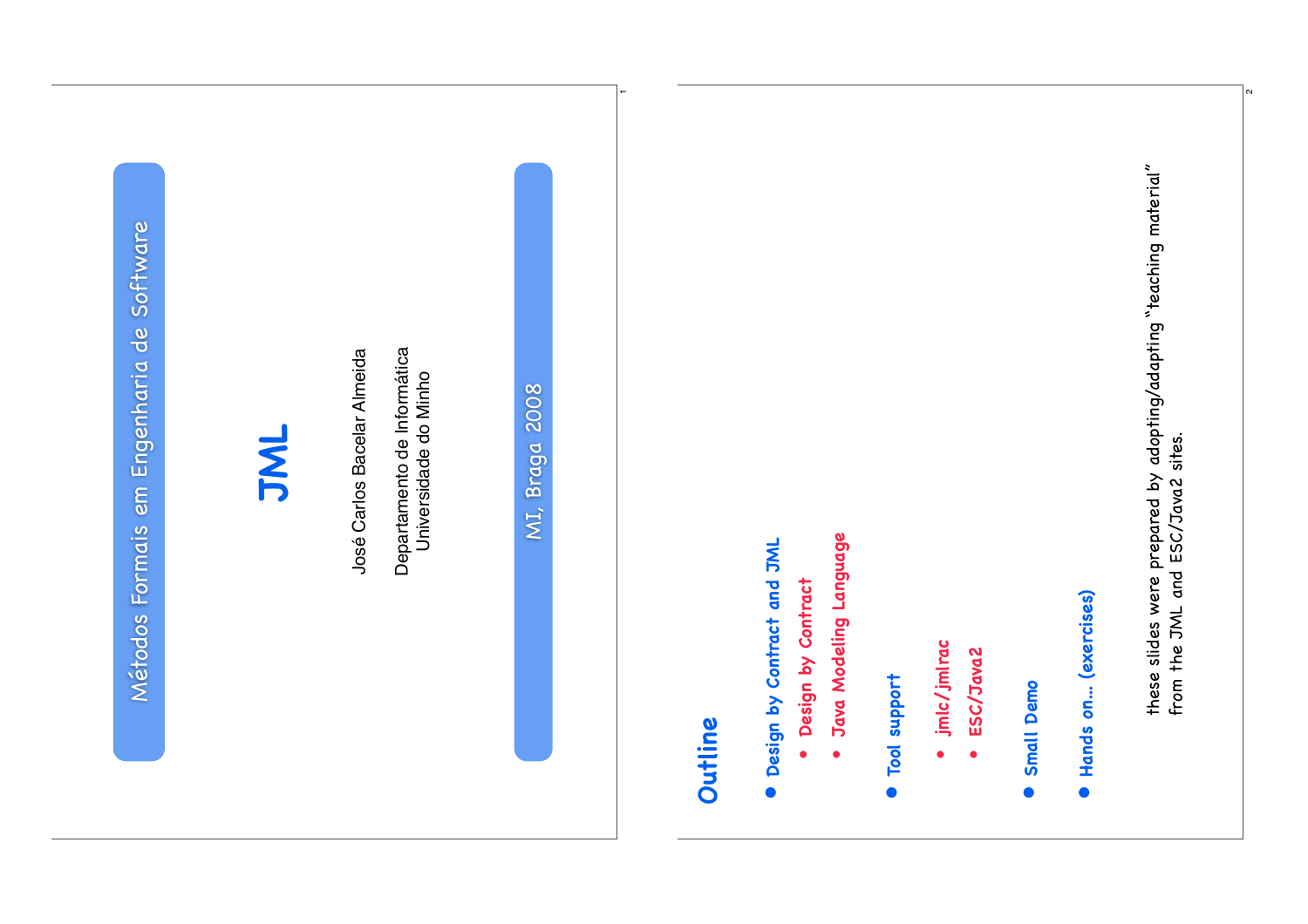Métodos Formais em Engenharia de Software

# JML

José Carlos Bacelar Almeida

Departamento de Informática
Universidade do Minho

MI, Braga 2008

## Outline

- **Design by Contract and JML**
  - Design by Contract
  - Java Modeling Language
- **Tool support**
  - jmlc/jmlrac
  - ESC/Java2
- **Small Demo**
- **Hands on... (exercises)**

these slides were prepared by adopting/adapting "teaching material" from the JML and ESC/Java2 sites.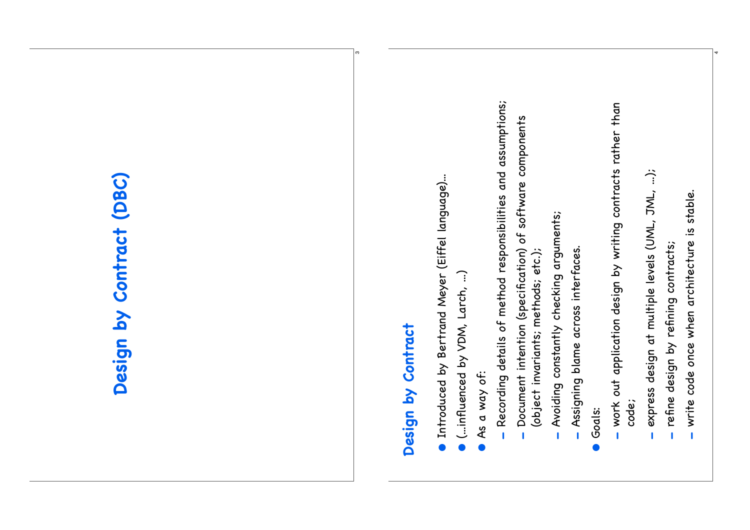# Design by Contract (DBC)

## Design by Contract

- Introduced by Bertrand Meyer (Eiffel language)...
- (...influenced by VDM, Larch, ...)
- As a way of:
  - Recording details of method responsibilities and assumptions;
  - Document intention (specification) of software components (object invariants; methods; etc.);
  - Avoiding constantly checking arguments;
  - Assigning blame across interfaces.
- Goals:
  - work out application design by writing contracts rather than code;
  - express design at multiple levels (UML, JML, ...);
  - refine design by refining contracts;
  - write code once when architecture is stable.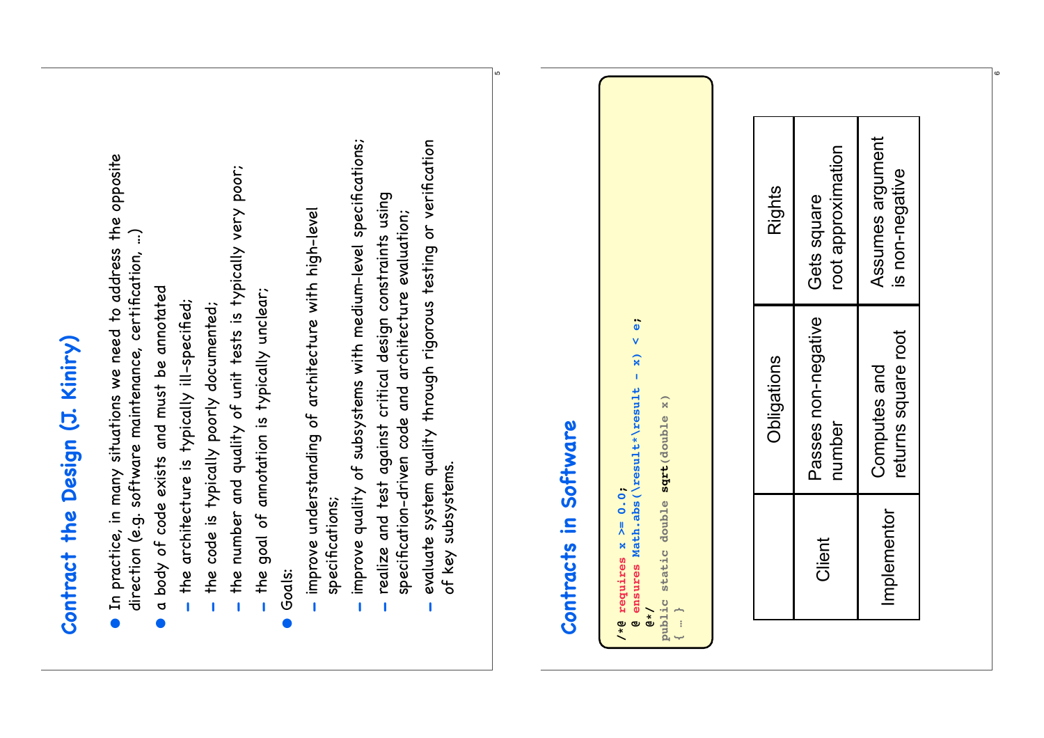## Contract the Design (J. Kiniry)

- In practice, in many situations we need to address the opposite direction (e.g. software maintenance, certification, ...)
- a body of code exists and must be annotated
  - the architecture is typically ill-specified;
  - the code is typically poorly documented;
  - the number and quality of unit tests is typically very poor;
  - the goal of annotation is typically unclear;
- Goals:
  - improve understanding of architecture with high-level specifications;
  - improve quality of subsystems with medium-level specifications;
  - realize and test against critical design constraints using specification-driven code and architecture evaluation;
  - evaluate system quality through rigorous testing or verification of key subsystems.

## Contracts in Software

```
/*@ requires x >= 0.0;
  @ ensures Math.abs(\result*\result - x) < e;
  @*/
public static double sqrt(double x)
{ … }
```

| | Obligations | Rights |
|---|---|---|
| Client | Passes non-negative number | Gets square root approximation |
| Implementor | Computes and returns square root | Assumes argument is non-negative |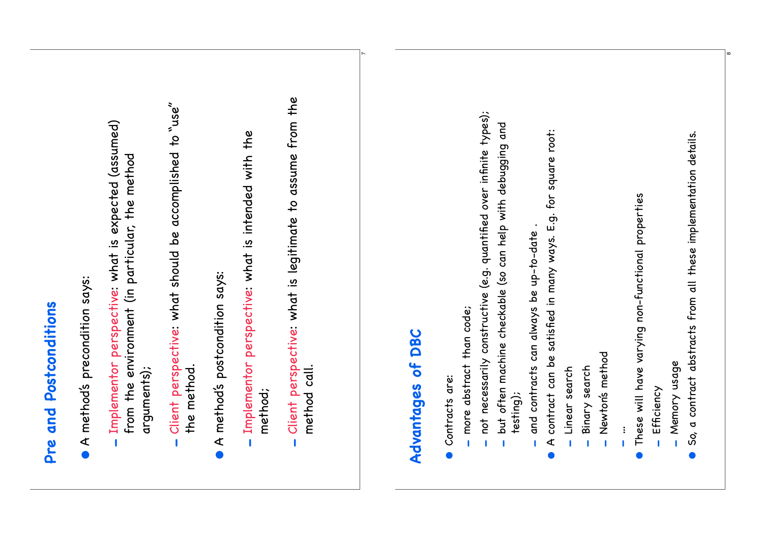## Pre and Postconditions

- A method's precondition says:
  - Implementor perspective: what is expected (assumed) from the environment (in particular, the method arguments);
  - Client perspective: what should be accomplished to "use" the method.
- A method's postcondition says:
  - Implementor perspective: what is intended with the method;
  - Client perspective: what is legitimate to assume from the method call.

## Advantages of DBC

- Contracts are:
  - more abstract than code;
  - not necessarily constructive (e.g. quantified over infinite types);
  - but often machine checkable (so can help with debugging and testing);
  - and contracts can always be up-to-date .
- A contract can be satisfied in many ways. E.g. for square root:
  - Linear search
  - Binary search
  - Newton's method
  - ...
- These will have varying non-functional properties
  - Efficiency
  - Memory usage
- So, a contract abstracts from all these implementation details.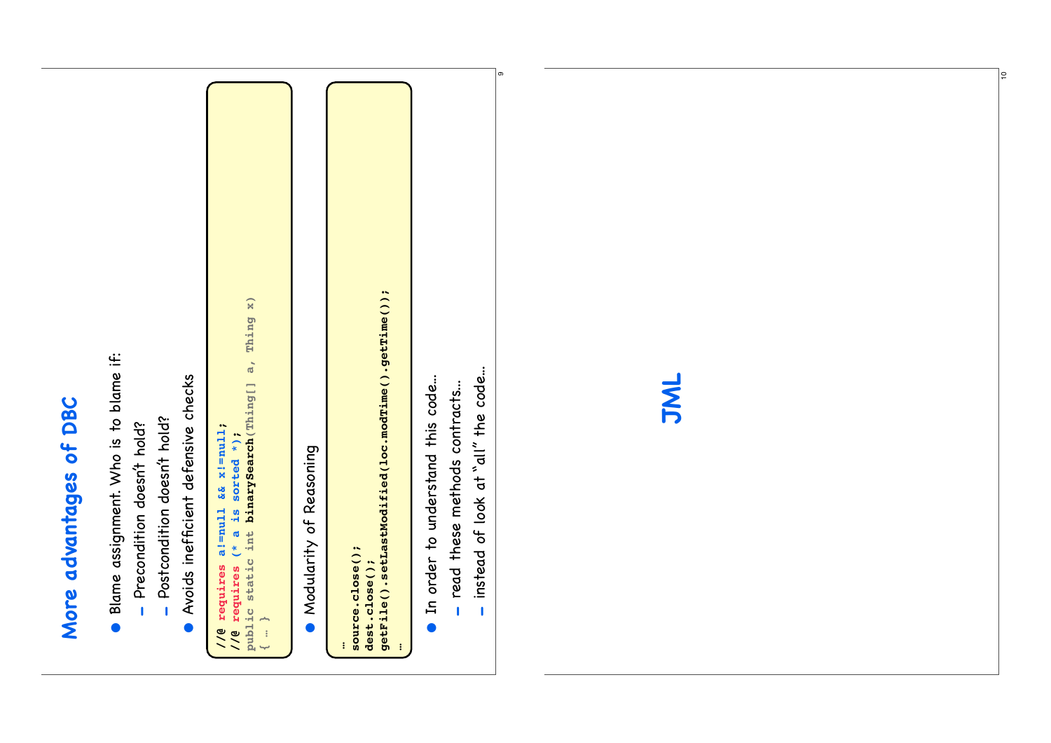# More advantages of DBC

- Blame assignment. Who is to blame if:
  - Precondition doesn't hold?
  - Postcondition doesn't hold?
- Avoids inefficient defensive checks

```
//@ requires a!=null && x!=null;
//@ requires (* a is sorted *);
public static int binarySearch(Thing[] a, Thing x)
{ … }
```

- Modularity of Reasoning

```
…
source.close();
dest.close();
getFile().setLastModified(loc.modTime().getTime());
…
```

- In order to understand this code…
  - read these methods contracts…
  - instead of look at "all" the code…

# JML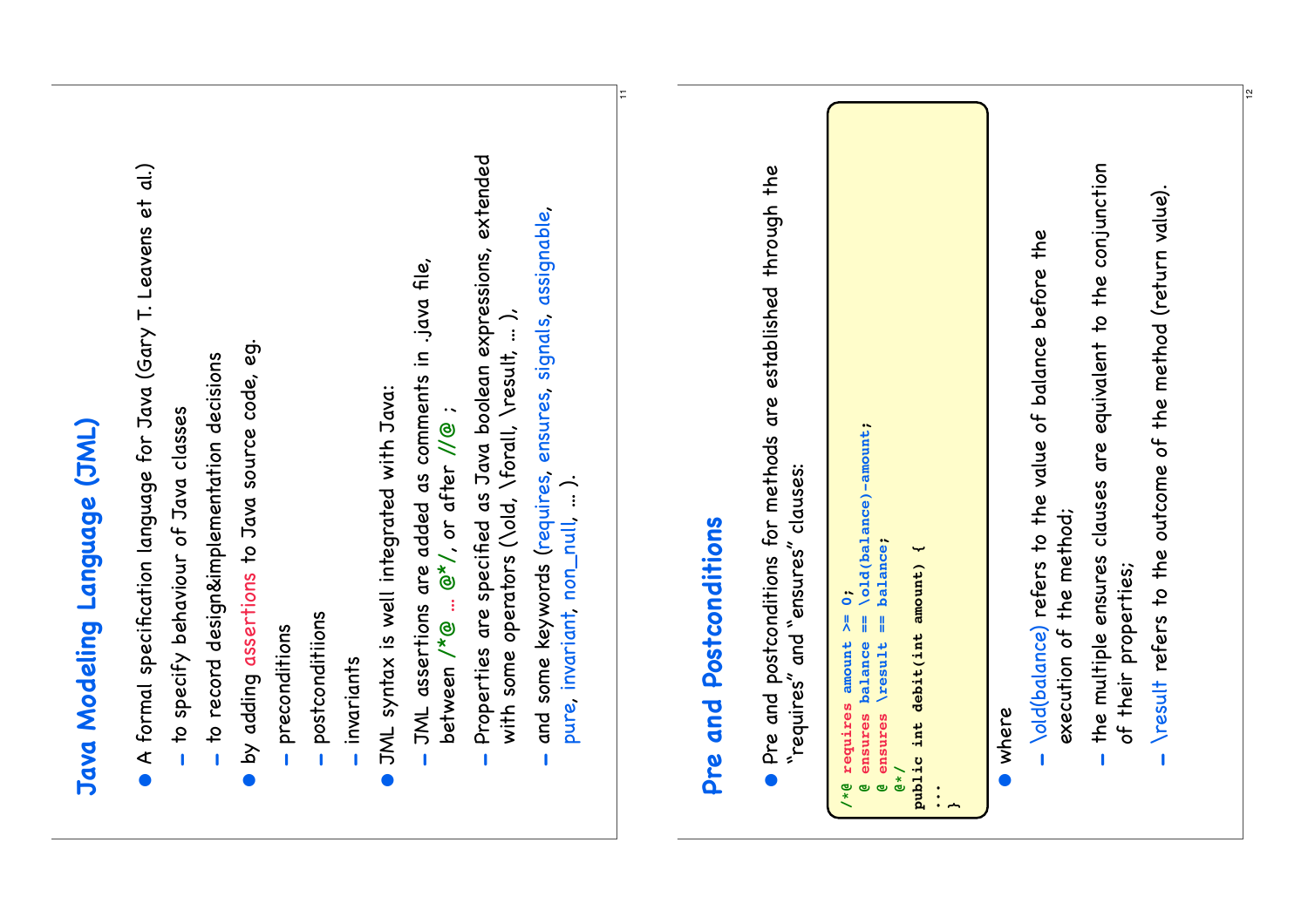## Java Modeling Language (JML)

- A formal specification language for Java (Gary T. Leavens et al.)
  - to specify behaviour of Java classes
  - to record design&implementation decisions
- by adding assertions to Java source code, eg.
  - preconditions
  - postconditiions
  - invariants
- JML syntax is well integrated with Java:
  - JML assertions are added as comments in .java file, between /*@ ... @*/, or after //@ ;
  - Properties are specified as Java boolean expressions, extended with some operators (\old, \forall, \result, ... ),
  - and some keywords (requires, ensures, signals, assignable, pure, invariant, non_null, ... ).

## Pre and Postconditions

- Pre and postconditions for methods are established through the "requires" and "ensures" clauses:

```
/*@ requires amount >= 0;
  @ ensures balance == \old(balance)-amount;
  @ ensures \result == balance;
  @*/
public int debit(int amount) {
...
}
```

- where
  - \old(balance) refers to the value of balance before the execution of the method;
  - the multiple ensures clauses are equivalent to the conjunction of their properties;
  - \result refers to the outcome of the method (return value).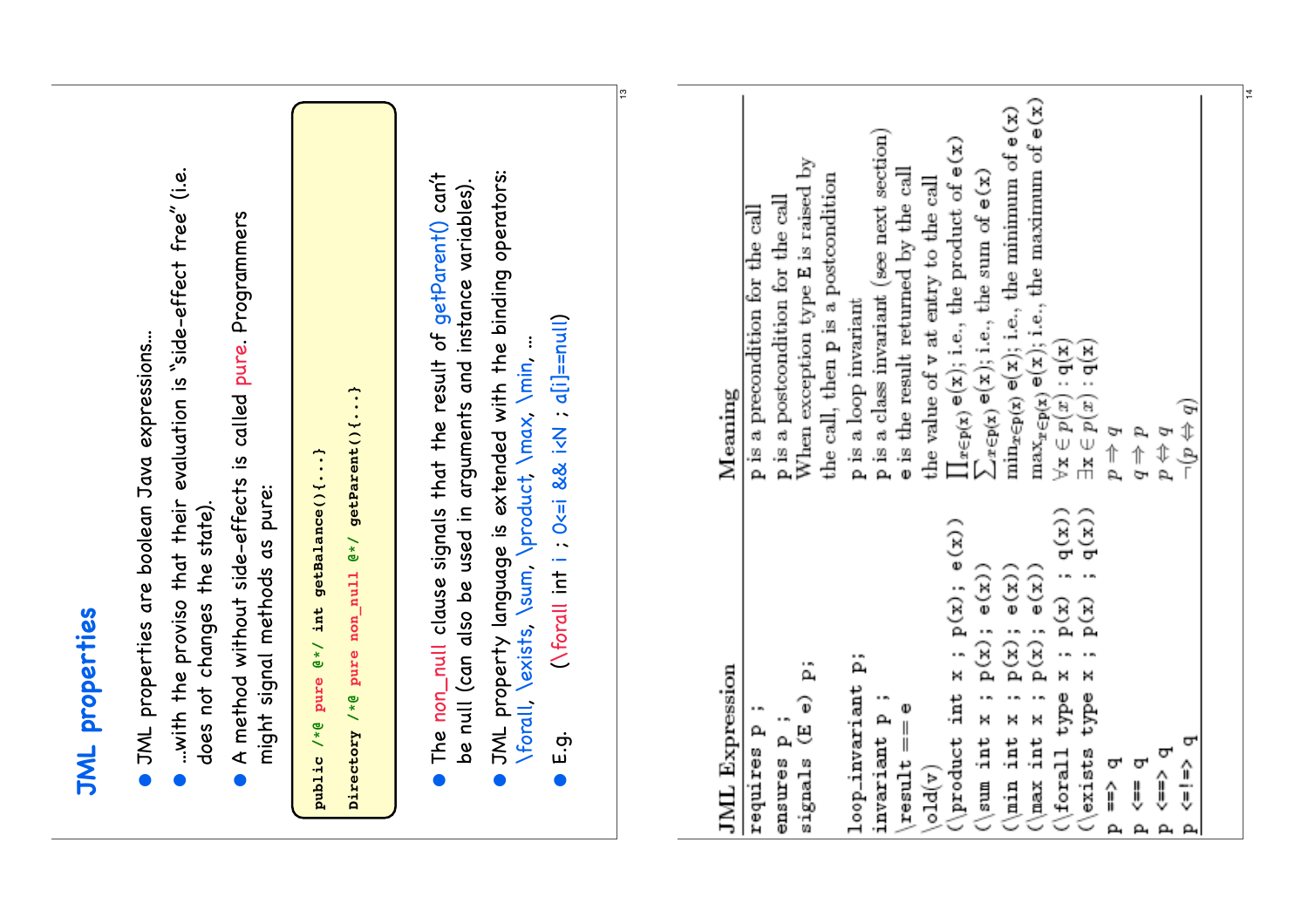# JML properties

- JML properties are boolean Java expressions…
- …with the proviso that their evaluation is "side-effect free" (i.e. does not changes the state).
- A method without side-effects is called pure. Programmers might signal methods as pure:

```
public /*@ pure @*/ int getBalance(){...}
Directory /*@ pure non_null @*/ getParent(){...}
```

- The non_null clause signals that the result of getParent() can't be null (can also be used in arguments and instance variables).
- JML property language is extended with the binding operators: \forall, \exists, \sum, \product, \max, \min, …
- E.g. (\forall int i ; 0<=i && i<N ; a[i]==null)

| JML Expression | Meaning |
|---|---|
| `requires p ;` | p is a precondition for the call |
| `ensures p ;` | p is a postcondition for the call |
| `signals (E e) p;` | When exception type **E** is raised by the call, then p is a postcondition |
| `loop_invariant p;` | p is a loop invariant |
| `invariant p ;` | p is a class invariant (see next section) |
| `\result == e` | e is the result returned by the call |
| `\old(v)` | the value of v at entry to the call |
| `(\product int x ; p(x); e(x))` | $\prod_{x \in p(x)} e(x)$; i.e., the product of e(x) |
| `(\sum int x ; p(x); e(x))` | $\sum_{x \in p(x)} e(x)$; i.e., the sum of e(x) |
| `(\min int x ; p(x); e(x))` | $\min_{x \in p(x)} e(x)$; i.e., the minimum of e(x) |
| `(\max int x ; p(x); e(x))` | $\max_{x \in p(x)} e(x)$; i.e., the maximum of e(x) |
| `(\forall type x ; p(x) ; q(x))` | $\forall x \in p(x) : q(x)$ |
| `(\exists type x ; p(x) ; q(x))` | $\exists x \in p(x) : q(x)$ |
| `p ==> q` | $p \Rightarrow q$ |
| `p <== q` | $q \Rightarrow p$ |
| `p <==> q` | $p \Leftrightarrow q$ |
| `p <=!=> q` | $\neg(p \Leftrightarrow q)$ |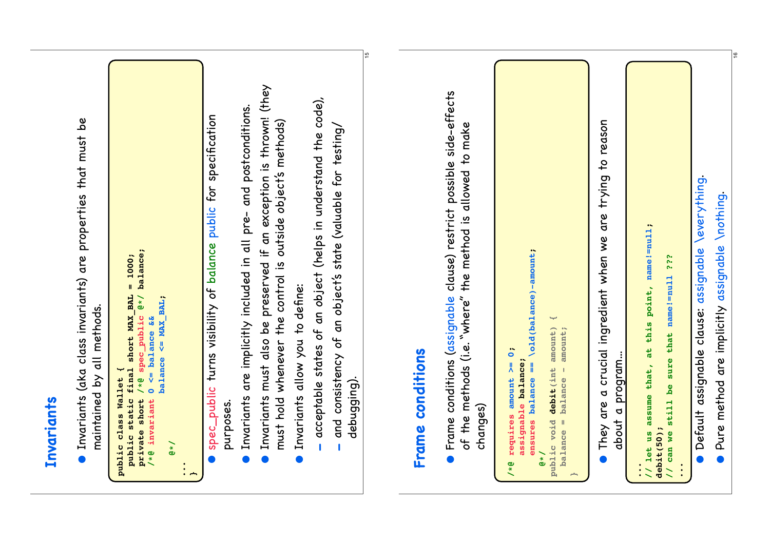## Invariants

- Invariants (aka class invariants) are properties that must be maintained by all methods.

```
public class Wallet {
  public static final short MAX_BAL = 1000;
  private short /*@ spec_public @*/ balance;
  /*@ invariant 0 <= balance &&
                balance <= MAX_BAL;
    @*/
  ...
}
```

- spec_public turns visibility of balance public for specification purposes.
- Invariants are implicitly included in all pre- and postconditions.
- Invariants must also be preserved if an exception is thrown! (they must hold whenever the control is outside object's methods)
- Invariants allow you to define:
  - acceptable states of an object (helps in understand the code),
  - and consistency of an object's state (valuable for testing/debugging).

## Frame conditions

- Frame conditions (assignable clause) restrict possible side-effects of the methods (i.e. "where" the method is allowed to make changes)

```
/*@ requires amount >= 0;
    assignable balance;
    ensures balance == \old(balance)-amount;
  @*/
public void debit(int amount) {
  balance = balance - amount;
}
```

- They are a crucial ingredient when we are trying to reason about a program...

```
...
// let us assume that, at this point, name!=null;
debit(50);
// can we still be sure that name!=null ???
...
```

- Default assignable clause: assignable \everything.
- Pure method are implicitly assignable \nothing.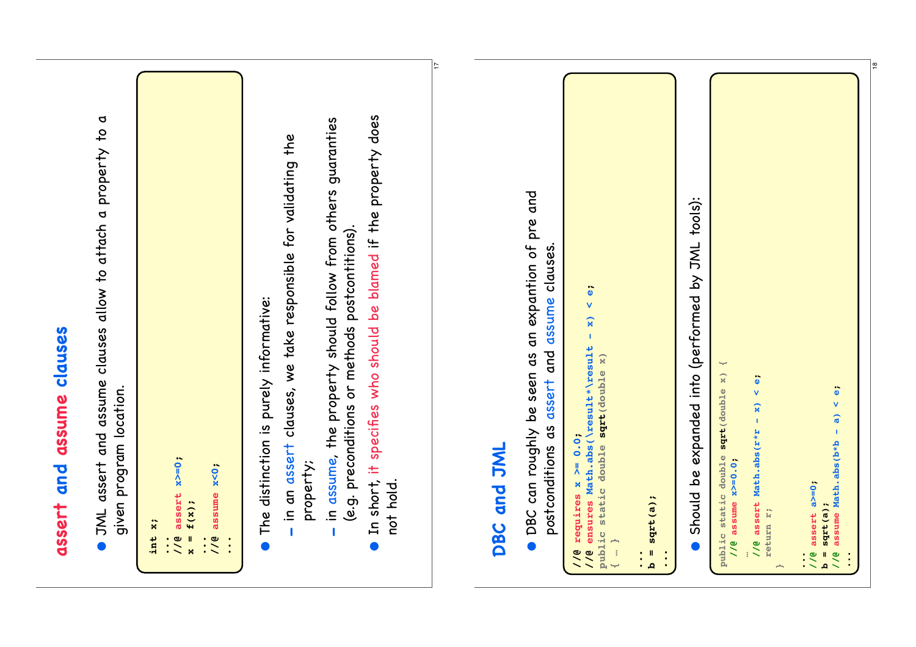# assert and assume clauses

- JML assert and assume clauses allow to attach a property to a given program location.

```
int x;
...
//@ assert x>=0;
x = f(x);
...
//@ assume x<0;
...
```

- The distinction is purely informative:
  - in an assert clauses, we take responsible for validating the property;
  - in assume, the property should follow from others guaranties (e.g. preconditions or methods postcontitions).
- In short, it specifies who should be blamed if the property does not hold.

# DBC and JML

- DBC can roughly be seen as an expantion of pre and postconditions as assert and assume clauses.

```
//@ requires x >= 0.0;
//@ ensures Math.abs(\result*\result - x) < e;
public static double sqrt(double x)
{ … }

...
b = sqrt(a);
...
```

- Should be expanded into (performed by JML tools):

```
public static double sqrt(double x) {
  //@ assume x>=0.0;
  …
  //@ assert Math.abs(r*r - x) < e;
  return r;
}

...
//@ assert a>=0;
b = sqrt(a);
//@ assume Math.abs(b*b - a) < e;
...
```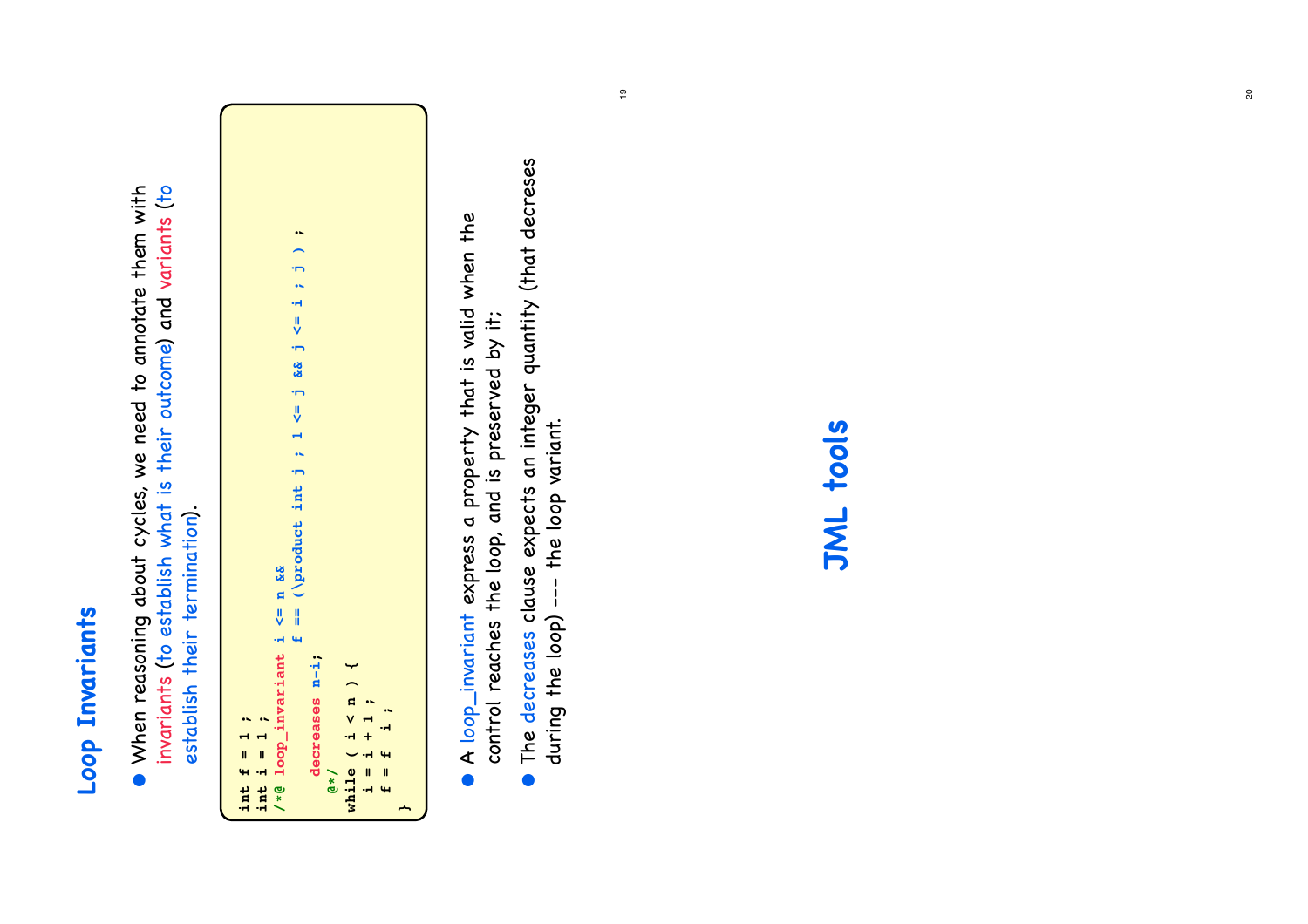# Loop Invariants

- When reasoning about cycles, we need to annotate them with invariants (to establish what is their outcome) and variants (to establish their termination).

```
int f = 1 ;
int i = 1 ;
/*@ loop_invariant i <= n &&
                   f == (\product int j ; 1 <= j && j <= i ; j ) ;
    decreases n-i;
  @*/
while ( i < n ) {
  i = i + 1 ;
  f = f  i ;
}
```

- A loop_invariant express a property that is valid when the control reaches the loop, and is preserved by it;
- The decreases clause expects an integer quantity (that decreses during the loop) --- the loop variant.

# JML tools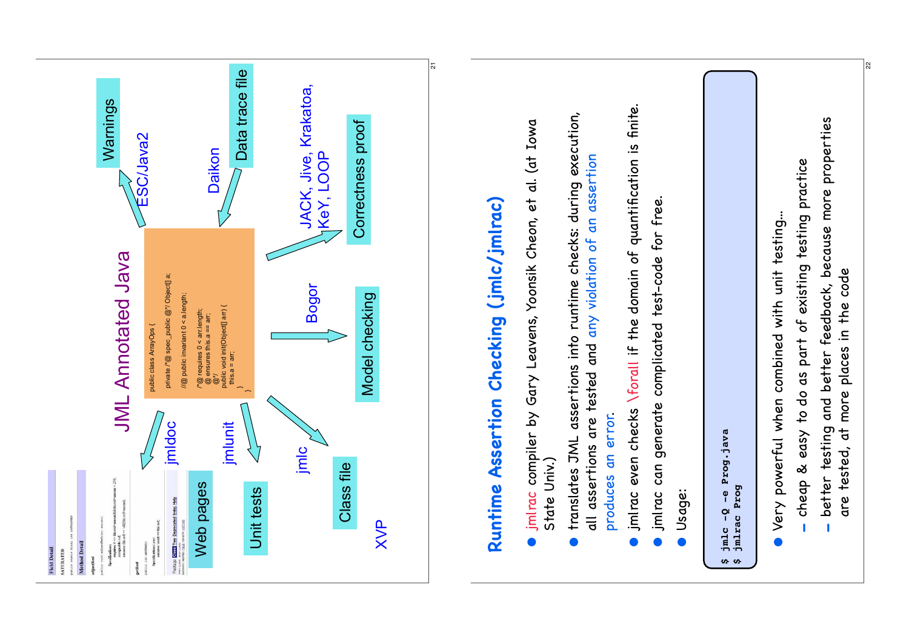# JML Annotated Java

```
public class ArrayOps {

  private /*@ spec_public @*/ Object[] a;

  //@ public invariant 0 < a.length;

  /*@ requires 0 < arr.length;
    @ ensures this.a == arr;
    @*/
  public void init(Object[] arr) {
    this.a = arr;
  }
}
```

- ESC/Java2 → Warnings
- Daikon ← Data trace file
- JACK, Jive, Krakatoa, KeY, LOOP → Correctness proof
- Bogor → Model checking
- jmldoc → Web pages
- jmlunit → Unit tests
- jmlc → Class file
- XVP

## Runtime Assertion Checking (jmlc/jmlrac)

- jmlrac compiler by Gary Leavens, Yoonsik Cheon, et al. (at Iowa State Univ.)
- translates JML assertions into runtime checks: during execution, all assertions are tested and any violation of an assertion produces an error.
- jmlrac even checks \forall if the domain of quantification is finite.
- jmlrac can generate complicated test-code for free.
- Usage:

```
$ jmlc -Q -e Prog.java
$ jmlrac Prog
```

- Very powerful when combined with unit testing...
  - cheap & easy to do as part of existing testing practice
  - better testing and better feedback, because more properties are tested, at more places in the code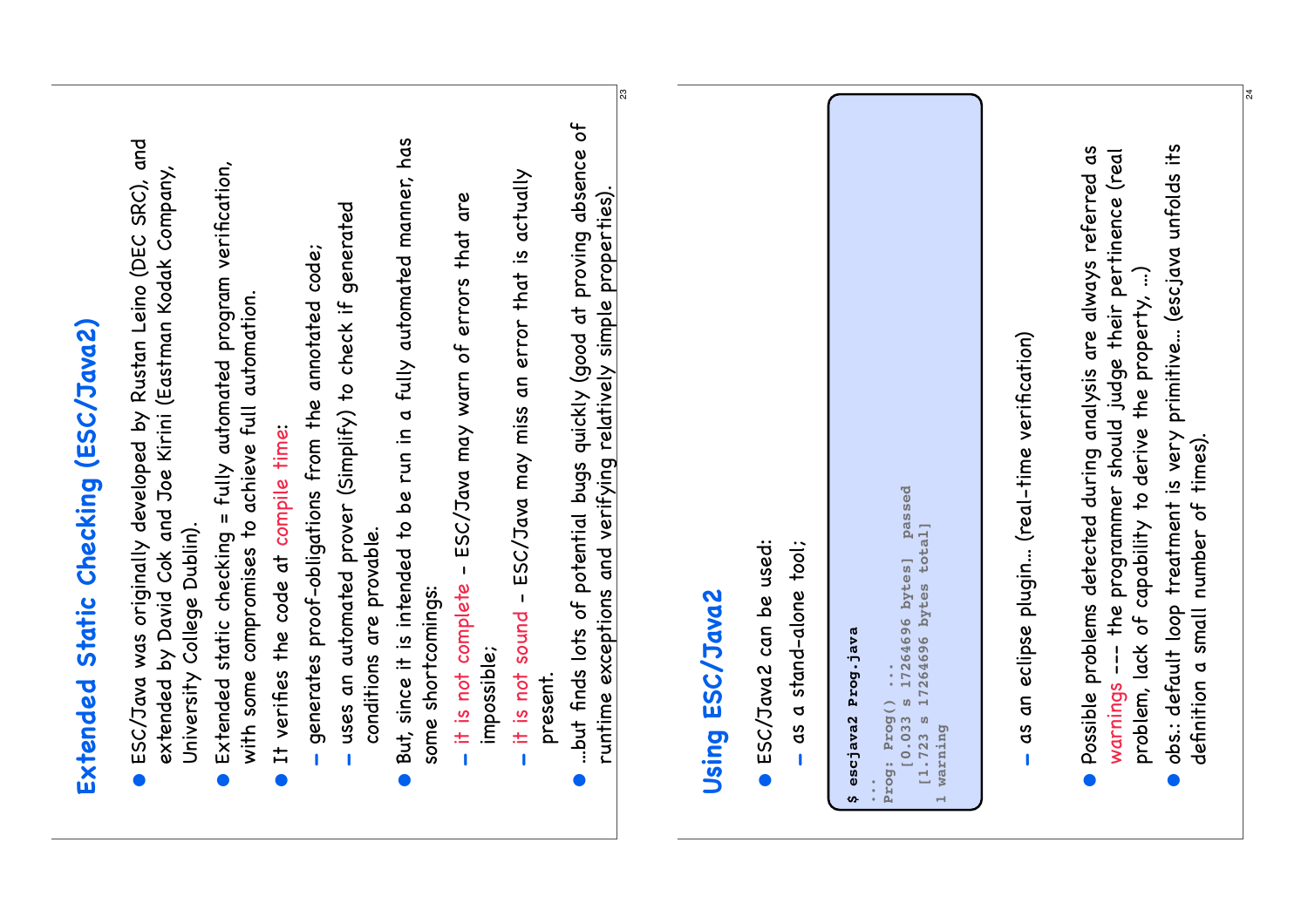## Extended Static Checking (ESC/Java2)

- ESC/Java was originally developed by Rustan Leino (DEC SRC), and extended by David Cok and Joe Kirini (Eastman Kodak Company, University College Dublin).
- Extended static checking = fully automated program verification, with some compromises to achieve full automation.
- It verifies the code at compile time:
  - generates proof-obligations from the annotated code;
  - uses an automated prover (Simplify) to check if generated conditions are provable.
- But, since it is intended to be run in a fully automated manner, has some shortcomings:
  - it is not complete - ESC/Java may warn of errors that are impossible;
  - it is not sound - ESC/Java may miss an error that is actually present.
- ...but finds lots of potential bugs quickly (good at proving absence of runtime exceptions and verifying relatively simple properties).

## Using ESC/Java2

- ESC/Java2 can be used:
  - as a stand-alone tool;

```
$ escjava2 Prog.java
...
Prog: Prog() ...
    [0.033 s 17264696 bytes]  passed
  [1.723 s 17264696 bytes total]
1 warning
```

  - as an eclipse plugin... (real-time verification)
- Possible problems detected during analysis are always referred as warnings --- the programmer should judge their pertinence (real problem, lack of capability to derive the property, ...)
- obs.: default loop treatment is very primitive... (escjava unfolds its definition a small number of times).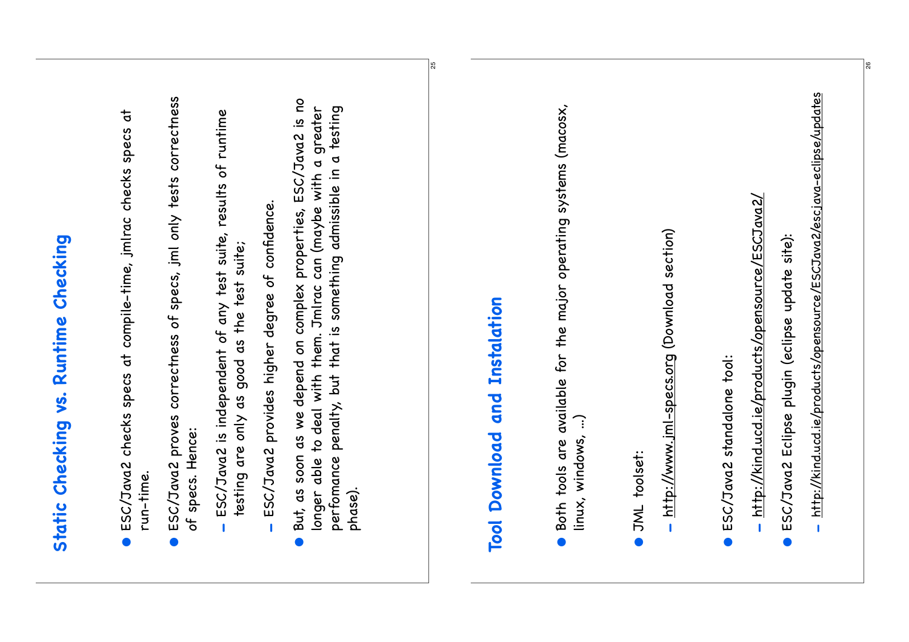## Static Checking vs. Runtime Checking

- ESC/Java2 checks specs at compile-time, jmlrac checks specs at run-time.
- ESC/Java2 proves correctness of specs, jml only tests correctness of specs. Hence:
  - ESC/Java2 is independent of any test suite, results of runtime testing are only as good as the test suite;
  - ESC/Java2 provides higher degree of confidence.
- But, as soon as we depend on complex properties, ESC/Java2 is no longer able to deal with them. Jmlrac can (maybe with a greater perfomance penalty, but that is something admissible in a testing phase).

## Tool Download and Instalation

- Both tools are available for the major operating systems (macosx, linux, windows, ...)
- JML toolset:
  - http://www.jml-specs.org (Download section)
- ESC/Java2 standalone tool:
  - http://kind.ucd.ie/products/opensource/ESCJava2/
- ESC/Java2 Eclipse plugin (eclipse update site):
  - http://kind.ucd.ie/products/opensource/ESCJava2/escjava-eclipse/updates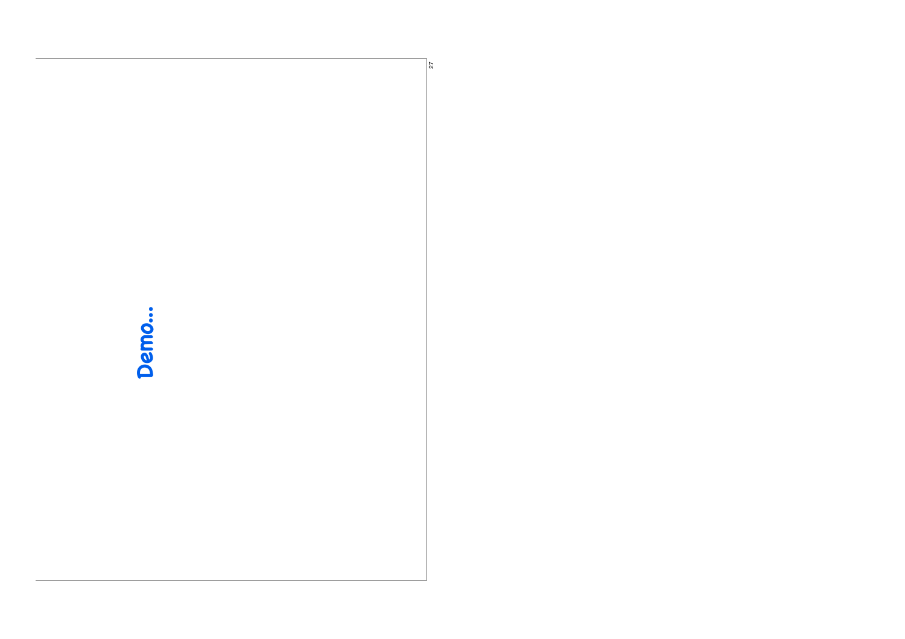# Demo...